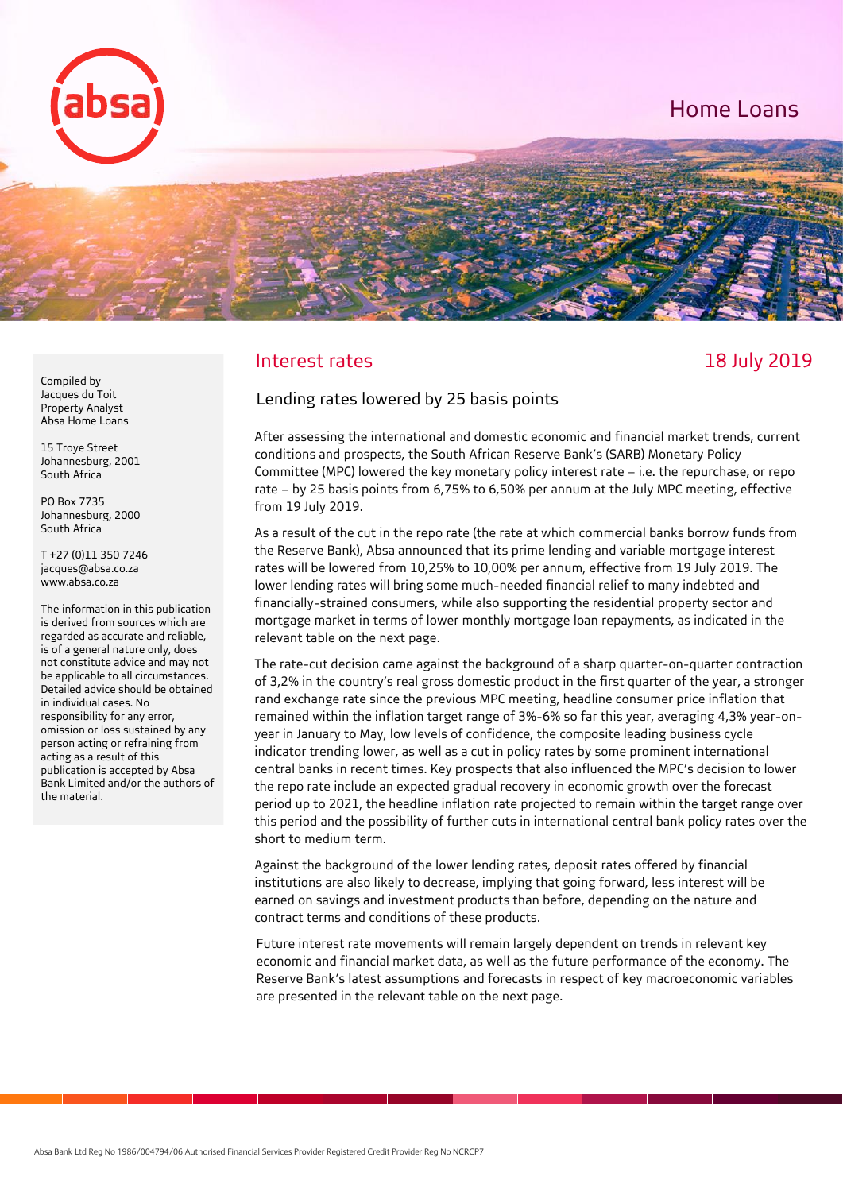# Home Loans

## Interest rates

18 July 2019

Compiled by
Jacques du Toit
Property Analyst
Absa Home Loans

15 Troye Street
Johannesburg, 2001
South Africa

PO Box 7735
Johannesburg, 2000
South Africa

T +27 (0)11 350 7246
jacques@absa.co.za
www.absa.co.za

The information in this publication is derived from sources which are regarded as accurate and reliable, is of a general nature only, does not constitute advice and may not be applicable to all circumstances. Detailed advice should be obtained in individual cases. No responsibility for any error, omission or loss sustained by any person acting or refraining from acting as a result of this publication is accepted by Absa Bank Limited and/or the authors of the material.

### Lending rates lowered by 25 basis points

After assessing the international and domestic economic and financial market trends, current conditions and prospects, the South African Reserve Bank's (SARB) Monetary Policy Committee (MPC) lowered the key monetary policy interest rate – i.e. the repurchase, or repo rate – by 25 basis points from 6,75% to 6,50% per annum at the July MPC meeting, effective from 19 July 2019.

As a result of the cut in the repo rate (the rate at which commercial banks borrow funds from the Reserve Bank), Absa announced that its prime lending and variable mortgage interest rates will be lowered from 10,25% to 10,00% per annum, effective from 19 July 2019. The lower lending rates will bring some much-needed financial relief to many indebted and financially-strained consumers, while also supporting the residential property sector and mortgage market in terms of lower monthly mortgage loan repayments, as indicated in the relevant table on the next page.

The rate-cut decision came against the background of a sharp quarter-on-quarter contraction of 3,2% in the country's real gross domestic product in the first quarter of the year, a stronger rand exchange rate since the previous MPC meeting, headline consumer price inflation that remained within the inflation target range of 3%-6% so far this year, averaging 4,3% year-on-year in January to May, low levels of confidence, the composite leading business cycle indicator trending lower, as well as a cut in policy rates by some prominent international central banks in recent times. Key prospects that also influenced the MPC's decision to lower the repo rate include an expected gradual recovery in economic growth over the forecast period up to 2021, the headline inflation rate projected to remain within the target range over this period and the possibility of further cuts in international central bank policy rates over the short to medium term.

Against the background of the lower lending rates, deposit rates offered by financial institutions are also likely to decrease, implying that going forward, less interest will be earned on savings and investment products than before, depending on the nature and contract terms and conditions of these products.

Future interest rate movements will remain largely dependent on trends in relevant key economic and financial market data, as well as the future performance of the economy. The Reserve Bank's latest assumptions and forecasts in respect of key macroeconomic variables are presented in the relevant table on the next page.

Absa Bank Ltd Reg No 1986/004794/06 Authorised Financial Services Provider Registered Credit Provider Reg No NCRCP7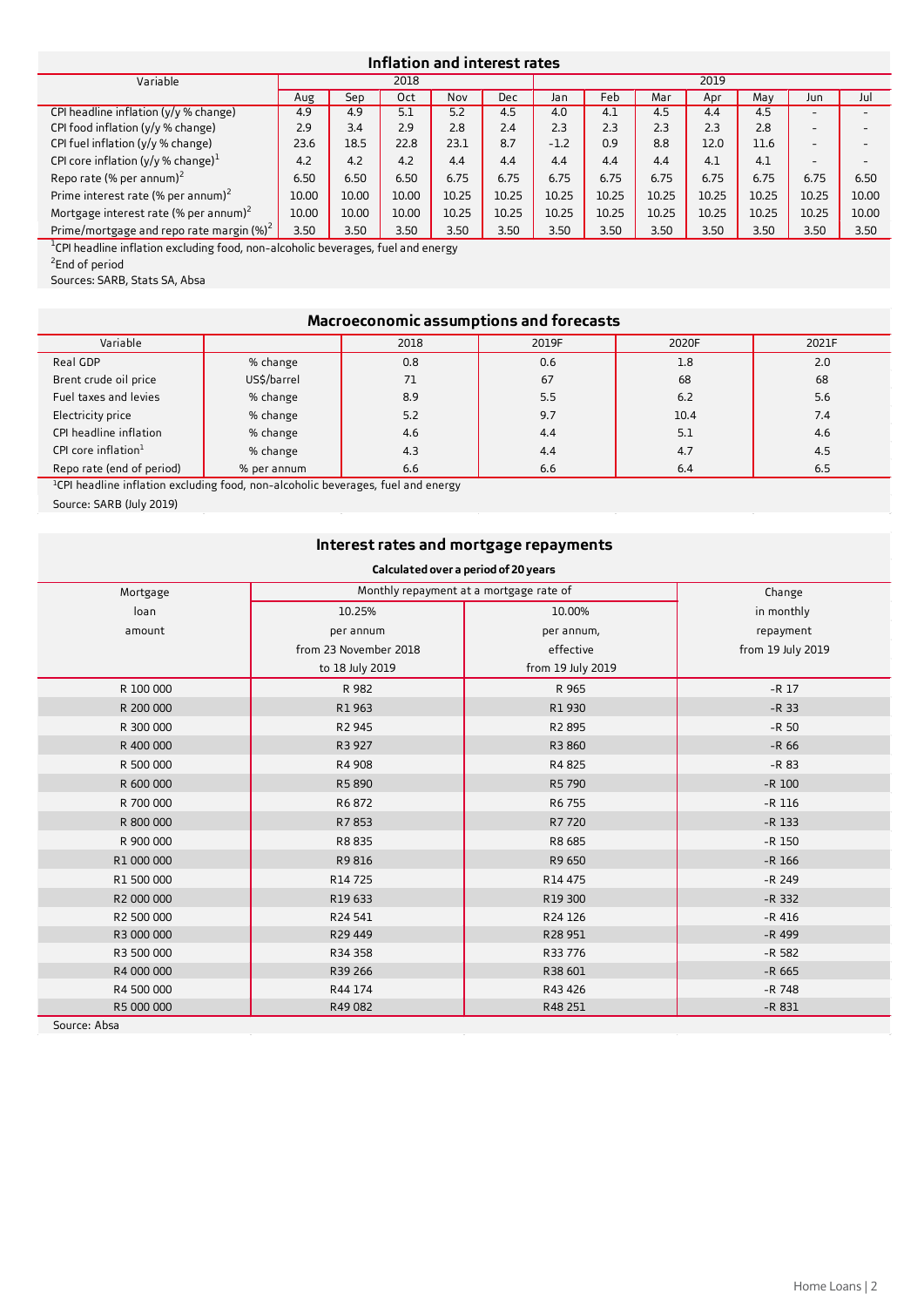## Inflation and interest rates

| Variable | 2018 | | | | | 2019 | | | | | | |
|---|---|---|---|---|---|---|---|---|---|---|---|---|
| | Aug | Sep | Oct | Nov | Dec | Jan | Feb | Mar | Apr | May | Jun | Jul |
| CPI headline inflation (y/y % change) | 4.9 | 4.9 | 5.1 | 5.2 | 4.5 | 4.0 | 4.1 | 4.5 | 4.4 | 4.5 | - | - |
| CPI food inflation (y/y % change) | 2.9 | 3.4 | 2.9 | 2.8 | 2.4 | 2.3 | 2.3 | 2.3 | 2.3 | 2.8 | - | - |
| CPI fuel inflation (y/y % change) | 23.6 | 18.5 | 22.8 | 23.1 | 8.7 | -1.2 | 0.9 | 8.8 | 12.0 | 11.6 | - | - |
| CPI core inflation (y/y % change)[1] | 4.2 | 4.2 | 4.2 | 4.4 | 4.4 | 4.4 | 4.4 | 4.4 | 4.1 | 4.1 | - | - |
| Repo rate (% per annum)[2] | 6.50 | 6.50 | 6.50 | 6.75 | 6.75 | 6.75 | 6.75 | 6.75 | 6.75 | 6.75 | 6.75 | 6.50 |
| Prime interest rate (% per annum)[2] | 10.00 | 10.00 | 10.00 | 10.25 | 10.25 | 10.25 | 10.25 | 10.25 | 10.25 | 10.25 | 10.25 | 10.00 |
| Mortgage interest rate (% per annum)[2] | 10.00 | 10.00 | 10.00 | 10.25 | 10.25 | 10.25 | 10.25 | 10.25 | 10.25 | 10.25 | 10.25 | 10.00 |
| Prime/mortgage and repo rate margin (%)[2] | 3.50 | 3.50 | 3.50 | 3.50 | 3.50 | 3.50 | 3.50 | 3.50 | 3.50 | 3.50 | 3.50 | 3.50 |

[1]CPI headline inflation excluding food, non-alcoholic beverages, fuel and energy

[2]End of period

Sources: SARB, Stats SA, Absa

## Macroeconomic assumptions and forecasts

| Variable | | 2018 | 2019F | 2020F | 2021F |
|---|---|---|---|---|---|
| Real GDP | % change | 0.8 | 0.6 | 1.8 | 2.0 |
| Brent crude oil price | US$/barrel | 71 | 67 | 68 | 68 |
| Fuel taxes and levies | % change | 8.9 | 5.5 | 6.2 | 5.6 |
| Electricity price | % change | 5.2 | 9.7 | 10.4 | 7.4 |
| CPI headline inflation | % change | 4.6 | 4.4 | 5.1 | 4.6 |
| CPI core inflation[1] | % change | 4.3 | 4.4 | 4.7 | 4.5 |
| Repo rate (end of period) | % per annum | 6.6 | 6.6 | 6.4 | 6.5 |

[1]CPI headline inflation excluding food, non-alcoholic beverages, fuel and energy

Source: SARB (July 2019)

## Interest rates and mortgage repayments

**Calculated over a period of 20 years**

| Mortgage loan amount | Monthly repayment at a mortgage rate of | | Change in monthly repayment from 19 July 2019 |
|---|---|---|---|
| | 10.25% per annum from 23 November 2018 to 18 July 2019 | 10.00% per annum, effective from 19 July 2019 | |
| R 100 000 | R 982 | R 965 | -R 17 |
| R 200 000 | R1 963 | R1 930 | -R 33 |
| R 300 000 | R2 945 | R2 895 | -R 50 |
| R 400 000 | R3 927 | R3 860 | -R 66 |
| R 500 000 | R4 908 | R4 825 | -R 83 |
| R 600 000 | R5 890 | R5 790 | -R 100 |
| R 700 000 | R6 872 | R6 755 | -R 116 |
| R 800 000 | R7 853 | R7 720 | -R 133 |
| R 900 000 | R8 835 | R8 685 | -R 150 |
| R1 000 000 | R9 816 | R9 650 | -R 166 |
| R1 500 000 | R14 725 | R14 475 | -R 249 |
| R2 000 000 | R19 633 | R19 300 | -R 332 |
| R2 500 000 | R24 541 | R24 126 | -R 416 |
| R3 000 000 | R29 449 | R28 951 | -R 499 |
| R3 500 000 | R34 358 | R33 776 | -R 582 |
| R4 000 000 | R39 266 | R38 601 | -R 665 |
| R4 500 000 | R44 174 | R43 426 | -R 748 |
| R5 000 000 | R49 082 | R48 251 | -R 831 |

Source: Absa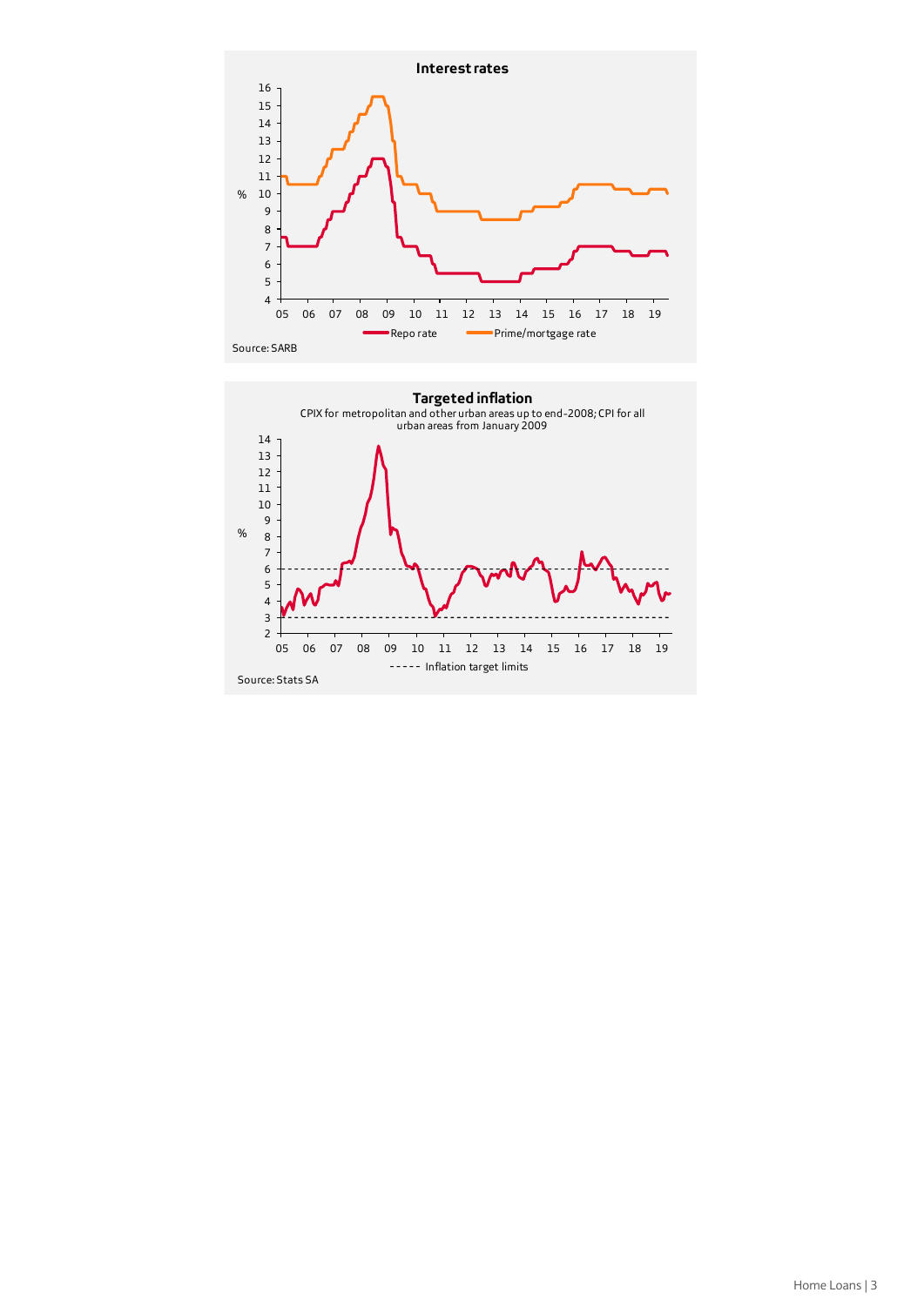**Interest rates**

16
15
14
13
12
11
10
9
8
7
6
5
4

%

05 06 07 08 09 10 11 12 13 14 15 16 17 18 19

Repo rate
Prime/mortgage rate

Source: SARB

**Targeted inflation**

CPIX for metropolitan and other urban areas up to end-2008; CPI for all urban areas from January 2009

14
13
12
11
10
9
8
7
6
5
4
3
2

%

05 06 07 08 09 10 11 12 13 14 15 16 17 18 19

----- Inflation target limits

Source: Stats SA